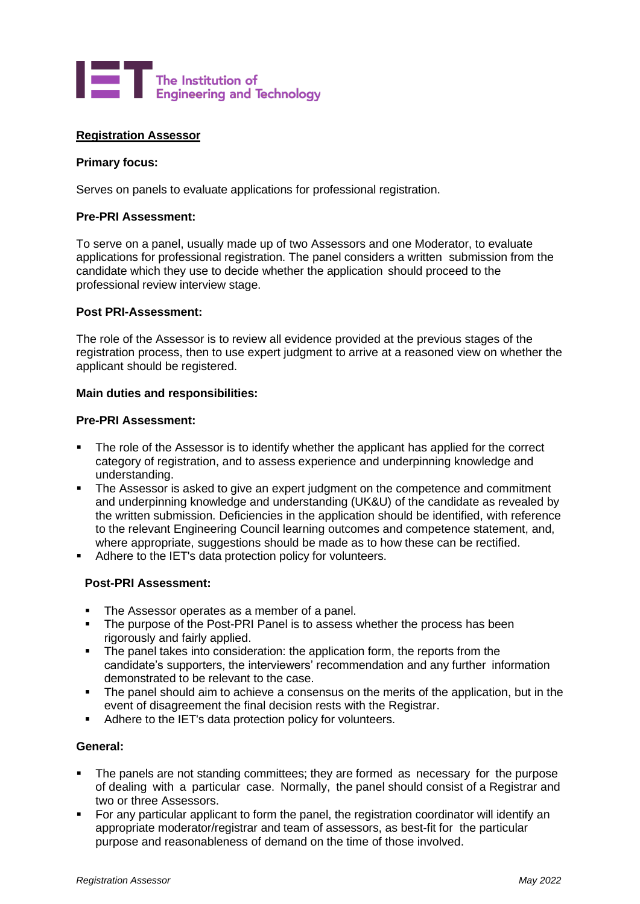The Institution of Engineering and Technology

## Registration Assessor

**Primary focus:**

Serves on panels to evaluate applications for professional registration.

**Pre-PRI Assessment:**

To serve on a panel, usually made up of two Assessors and one Moderator, to evaluate applications for professional registration. The panel considers a written submission from the candidate which they use to decide whether the application should proceed to the professional review interview stage.

**Post PRI-Assessment:**

The role of the Assessor is to review all evidence provided at the previous stages of the registration process, then to use expert judgment to arrive at a reasoned view on whether the applicant should be registered.

**Main duties and responsibilities:**

**Pre-PRI Assessment:**

- The role of the Assessor is to identify whether the applicant has applied for the correct category of registration, and to assess experience and underpinning knowledge and understanding.
- The Assessor is asked to give an expert judgment on the competence and commitment and underpinning knowledge and understanding (UK&U) of the candidate as revealed by the written submission. Deficiencies in the application should be identified, with reference to the relevant Engineering Council learning outcomes and competence statement, and, where appropriate, suggestions should be made as to how these can be rectified.
- Adhere to the IET's data protection policy for volunteers.

**Post-PRI Assessment:**

- The Assessor operates as a member of a panel.
- The purpose of the Post-PRI Panel is to assess whether the process has been rigorously and fairly applied.
- The panel takes into consideration: the application form, the reports from the candidate's supporters, the interviewers' recommendation and any further information demonstrated to be relevant to the case.
- The panel should aim to achieve a consensus on the merits of the application, but in the event of disagreement the final decision rests with the Registrar.
- Adhere to the IET's data protection policy for volunteers.

**General:**

- The panels are not standing committees; they are formed as necessary for the purpose of dealing with a particular case. Normally, the panel should consist of a Registrar and two or three Assessors.
- For any particular applicant to form the panel, the registration coordinator will identify an appropriate moderator/registrar and team of assessors, as best-fit for the particular purpose and reasonableness of demand on the time of those involved.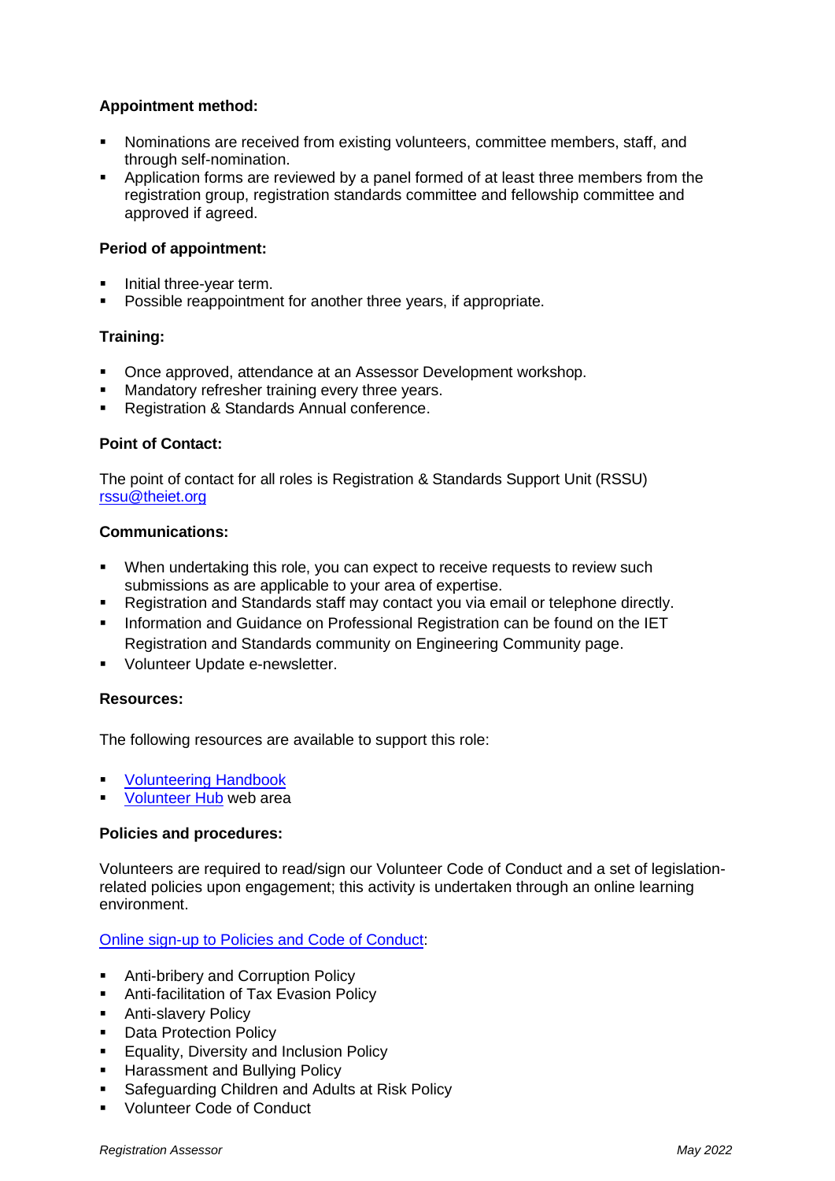**Appointment method:**

- Nominations are received from existing volunteers, committee members, staff, and through self-nomination.
- Application forms are reviewed by a panel formed of at least three members from the registration group, registration standards committee and fellowship committee and approved if agreed.

**Period of appointment:**

- Initial three-year term.
- Possible reappointment for another three years, if appropriate.

**Training:**

- Once approved, attendance at an Assessor Development workshop.
- Mandatory refresher training every three years.
- Registration & Standards Annual conference.

**Point of Contact:**

The point of contact for all roles is Registration & Standards Support Unit (RSSU) rssu@theiet.org

**Communications:**

- When undertaking this role, you can expect to receive requests to review such submissions as are applicable to your area of expertise.
- Registration and Standards staff may contact you via email or telephone directly.
- Information and Guidance on Professional Registration can be found on the IET Registration and Standards community on Engineering Community page.
- Volunteer Update e-newsletter.

**Resources:**

The following resources are available to support this role:

- Volunteering Handbook
- Volunteer Hub web area

**Policies and procedures:**

Volunteers are required to read/sign our Volunteer Code of Conduct and a set of legislation-related policies upon engagement; this activity is undertaken through an online learning environment.

Online sign-up to Policies and Code of Conduct:

- Anti-bribery and Corruption Policy
- Anti-facilitation of Tax Evasion Policy
- Anti-slavery Policy
- Data Protection Policy
- Equality, Diversity and Inclusion Policy
- Harassment and Bullying Policy
- Safeguarding Children and Adults at Risk Policy
- Volunteer Code of Conduct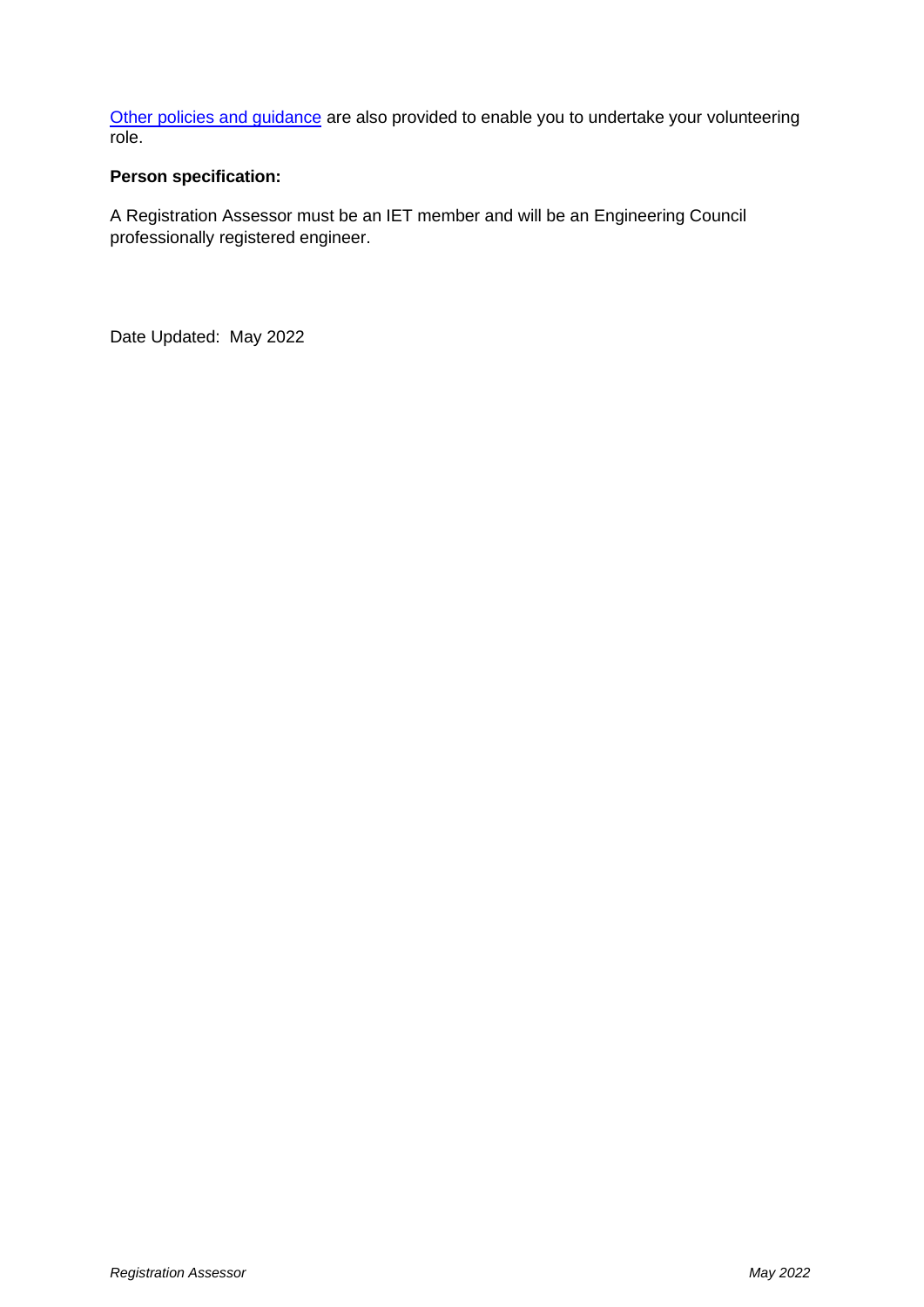[Other policies and guidance]() are also provided to enable you to undertake your volunteering role.

**Person specification:**

A Registration Assessor must be an IET member and will be an Engineering Council professionally registered engineer.

Date Updated: May 2022